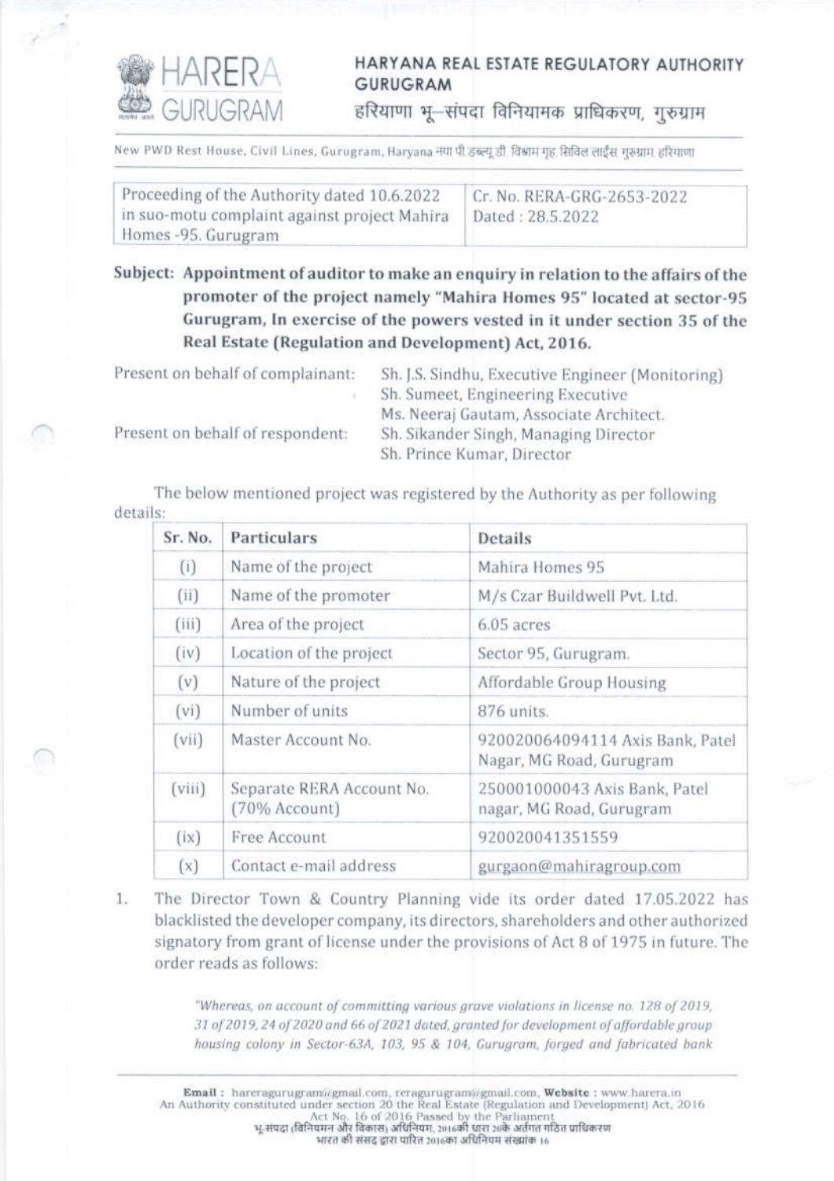**HARERA GURUGRAM**

**HARYANA REAL ESTATE REGULATORY AUTHORITY GURUGRAM**

हरियाणा भू–संपदा विनियामक प्राधिकरण, गुरुग्राम

New PWD Rest House, Civil Lines, Gurugram, Haryana नया पी.डब्ल्यू.डी. विश्राम गृह, सिविल लाईंस, गुरुग्राम, हरियाणा

| Proceeding of the Authority dated 10.6.2022 in suo-motu complaint against project Mahira Homes -95. Gurugram | Cr. No. RERA-GRG-2653-2022 Dated : 28.5.2022 |
|---|---|

**Subject: Appointment of auditor to make an enquiry in relation to the affairs of the promoter of the project namely "Mahira Homes 95" located at sector-95 Gurugram, In exercise of the powers vested in it under section 35 of the Real Estate (Regulation and Development) Act, 2016.**

Present on behalf of complainant: Sh. J.S. Sindhu, Executive Engineer (Monitoring)
Sh. Sumeet, Engineering Executive
Ms. Neeraj Gautam, Associate Architect.

Present on behalf of respondent: Sh. Sikander Singh, Managing Director
Sh. Prince Kumar, Director

The below mentioned project was registered by the Authority as per following details:

| Sr. No. | Particulars | Details |
|---|---|---|
| (i) | Name of the project | Mahira Homes 95 |
| (ii) | Name of the promoter | M/s Czar Buildwell Pvt. Ltd. |
| (iii) | Area of the project | 6.05 acres |
| (iv) | Location of the project | Sector 95, Gurugram. |
| (v) | Nature of the project | Affordable Group Housing |
| (vi) | Number of units | 876 units. |
| (vii) | Master Account No. | 920020064094114 Axis Bank, Patel Nagar, MG Road, Gurugram |
| (viii) | Separate RERA Account No. (70% Account) | 250001000043 Axis Bank, Patel nagar, MG Road, Gurugram |
| (ix) | Free Account | 920020041351559 |
| (x) | Contact e-mail address | gurgaon@mahiragroup.com |

1. The Director Town & Country Planning vide its order dated 17.05.2022 has blacklisted the developer company, its directors, shareholders and other authorized signatory from grant of license under the provisions of Act 8 of 1975 in future. The order reads as follows:

> *"Whereas, on account of committing various grave violations in license no. 128 of 2019, 31 of 2019, 24 of 2020 and 66 of 2021 dated, granted for development of affordable group housing colony in Sector-63A, 103, 95 & 104, Gurugram, forged and fabricated bank*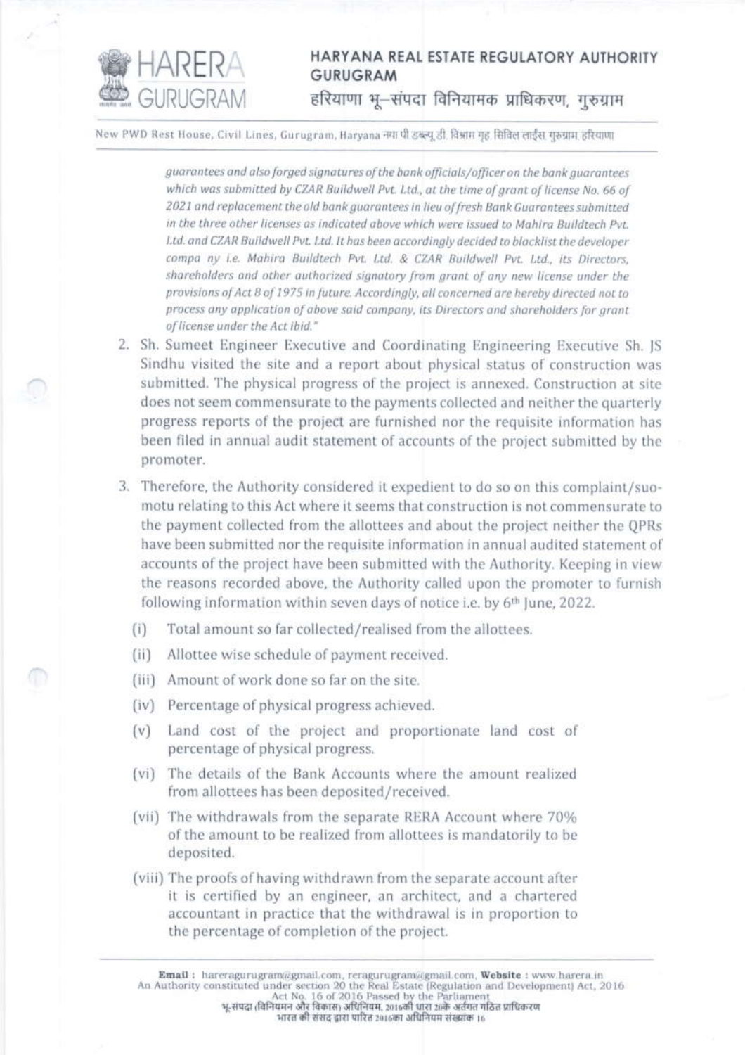*guarantees and also forged signatures of the bank officials/officer on the bank guarantees which was submitted by CZAR Buildwell Pvt. Ltd., at the time of grant of license No. 66 of 2021 and replacement the old bank guarantees in lieu of fresh Bank Guarantees submitted in the three other licenses as indicated above which were issued to Mahira Buildtech Pvt. Ltd. and CZAR Buildwell Pvt. Ltd. It has been accordingly decided to blacklist the developer compa ny i.e. Mahira Buildtech Pvt. Ltd. & CZAR Buildwell Pvt. Ltd., its Directors, shareholders and other authorized signatory from grant of any new license under the provisions of Act 8 of 1975 in future. Accordingly, all concerned are hereby directed not to process any application of above said company, its Directors and shareholders for grant of license under the Act ibid."*

2. Sh. Sumeet Engineer Executive and Coordinating Engineering Executive Sh. JS Sindhu visited the site and a report about physical status of construction was submitted. The physical progress of the project is annexed. Construction at site does not seem commensurate to the payments collected and neither the quarterly progress reports of the project are furnished nor the requisite information has been filed in annual audit statement of accounts of the project submitted by the promoter.

3. Therefore, the Authority considered it expedient to do so on this complaint/suo-motu relating to this Act where it seems that construction is not commensurate to the payment collected from the allottees and about the project neither the QPRs have been submitted nor the requisite information in annual audited statement of accounts of the project have been submitted with the Authority. Keeping in view the reasons recorded above, the Authority called upon the promoter to furnish following information within seven days of notice i.e. by 6th June, 2022.

   (i) Total amount so far collected/realised from the allottees.

   (ii) Allottee wise schedule of payment received.

   (iii) Amount of work done so far on the site.

   (iv) Percentage of physical progress achieved.

   (v) Land cost of the project and proportionate land cost of percentage of physical progress.

   (vi) The details of the Bank Accounts where the amount realized from allottees has been deposited/received.

   (vii) The withdrawals from the separate RERA Account where 70% of the amount to be realized from allottees is mandatorily to be deposited.

   (viii) The proofs of having withdrawn from the separate account after it is certified by an engineer, an architect, and a chartered accountant in practice that the withdrawal is in proportion to the percentage of completion of the project.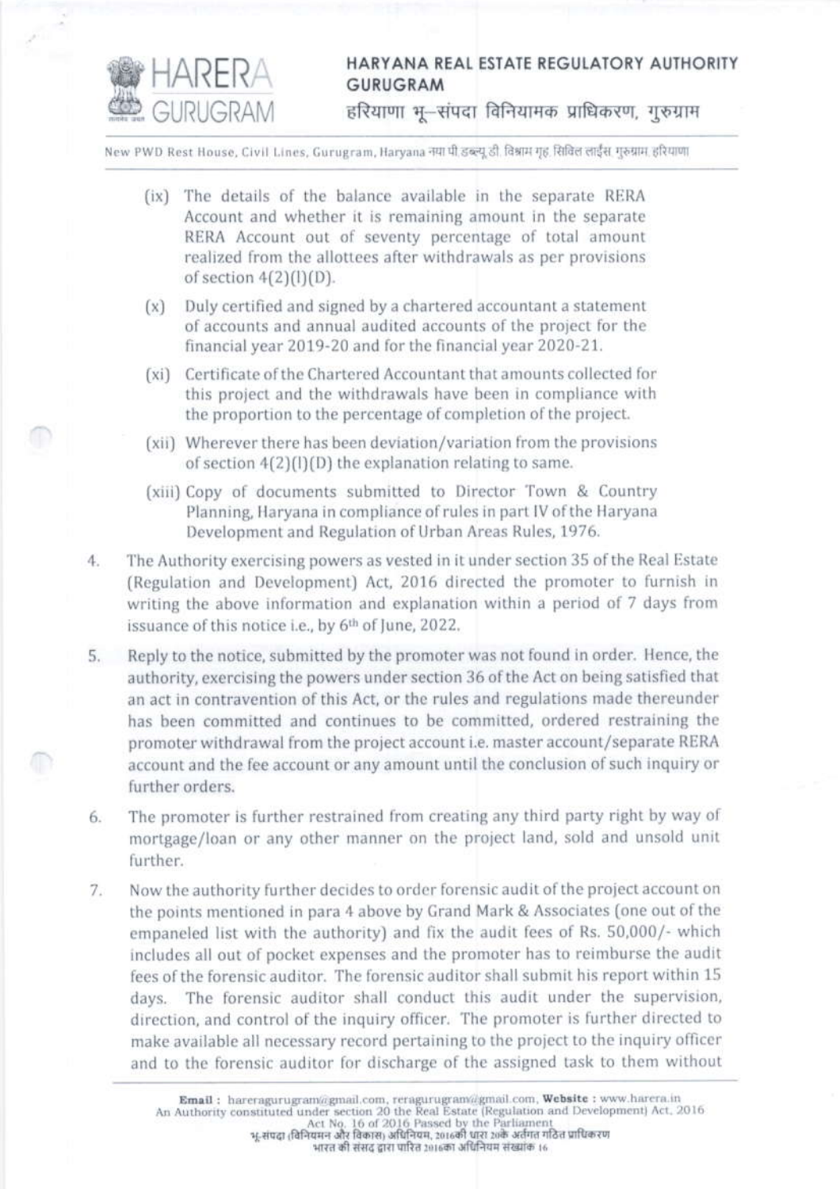(ix) The details of the balance available in the separate RERA Account and whether it is remaining amount in the separate RERA Account out of seventy percentage of total amount realized from the allottees after withdrawals as per provisions of section 4(2)(l)(D).

(x) Duly certified and signed by a chartered accountant a statement of accounts and annual audited accounts of the project for the financial year 2019-20 and for the financial year 2020-21.

(xi) Certificate of the Chartered Accountant that amounts collected for this project and the withdrawals have been in compliance with the proportion to the percentage of completion of the project.

(xii) Wherever there has been deviation/variation from the provisions of section 4(2)(l)(D) the explanation relating to same.

(xiii) Copy of documents submitted to Director Town & Country Planning, Haryana in compliance of rules in part IV of the Haryana Development and Regulation of Urban Areas Rules, 1976.

4. The Authority exercising powers as vested in it under section 35 of the Real Estate (Regulation and Development) Act, 2016 directed the promoter to furnish in writing the above information and explanation within a period of 7 days from issuance of this notice i.e., by 6th of June, 2022.

5. Reply to the notice, submitted by the promoter was not found in order. Hence, the authority, exercising the powers under section 36 of the Act on being satisfied that an act in contravention of this Act, or the rules and regulations made thereunder has been committed and continues to be committed, ordered restraining the promoter withdrawal from the project account i.e. master account/separate RERA account and the fee account or any amount until the conclusion of such inquiry or further orders.

6. The promoter is further restrained from creating any third party right by way of mortgage/loan or any other manner on the project land, sold and unsold unit further.

7. Now the authority further decides to order forensic audit of the project account on the points mentioned in para 4 above by Grand Mark & Associates (one out of the empaneled list with the authority) and fix the audit fees of Rs. 50,000/- which includes all out of pocket expenses and the promoter has to reimburse the audit fees of the forensic auditor. The forensic auditor shall submit his report within 15 days. The forensic auditor shall conduct this audit under the supervision, direction, and control of the inquiry officer. The promoter is further directed to make available all necessary record pertaining to the project to the inquiry officer and to the forensic auditor for discharge of the assigned task to them without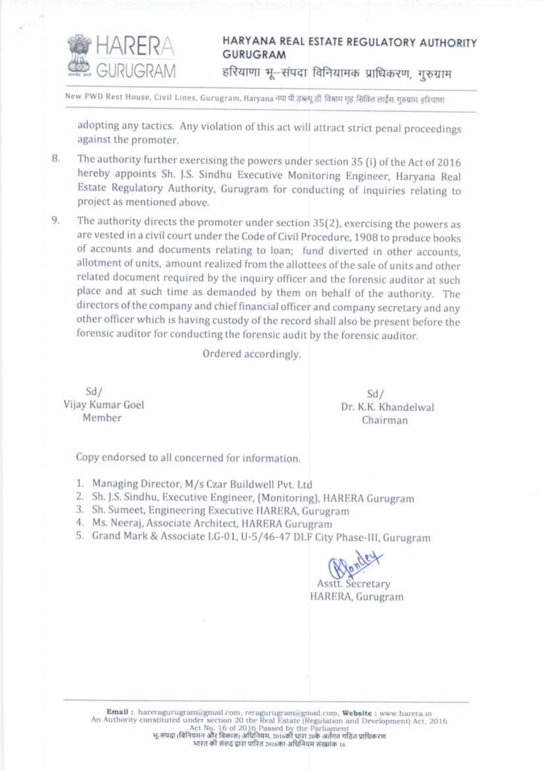adopting any tactics. Any violation of this act will attract strict penal proceedings against the promoter.

8. The authority further exercising the powers under section 35 (i) of the Act of 2016 hereby appoints Sh. J.S. Sindhu Executive Monitoring Engineer, Haryana Real Estate Regulatory Authority, Gurugram for conducting of inquiries relating to project as mentioned above.

9. The authority directs the promoter under section 35(2), exercising the powers as are vested in a civil court under the Code of Civil Procedure, 1908 to produce books of accounts and documents relating to loan; fund diverted in other accounts, allotment of units, amount realized from the allottees of the sale of units and other related document required by the inquiry officer and the forensic auditor at such place and at such time as demanded by them on behalf of the authority. The directors of the company and chief financial officer and company secretary and any other officer which is having custody of the record shall also be present before the forensic auditor for conducting the forensic audit by the forensic auditor.

Ordered accordingly.

Sd/
Vijay Kumar Goel
Member

Sd/
Dr. K.K. Khandelwal
Chairman

Copy endorsed to all concerned for information.

1. Managing Director, M/s Czar Buildwell Pvt. Ltd
2. Sh. J.S. Sindhu, Executive Engineer, (Monitoring), HARERA Gurugram
3. Sh. Sumeet, Engineering Executive HARERA, Gurugram
4. Ms. Neeraj, Associate Architect, HARERA Gurugram
5. Grand Mark & Associate LG-01, U-5/46-47 DLF City Phase-III, Gurugram

Asstt. Secretary
HARERA, Gurugram